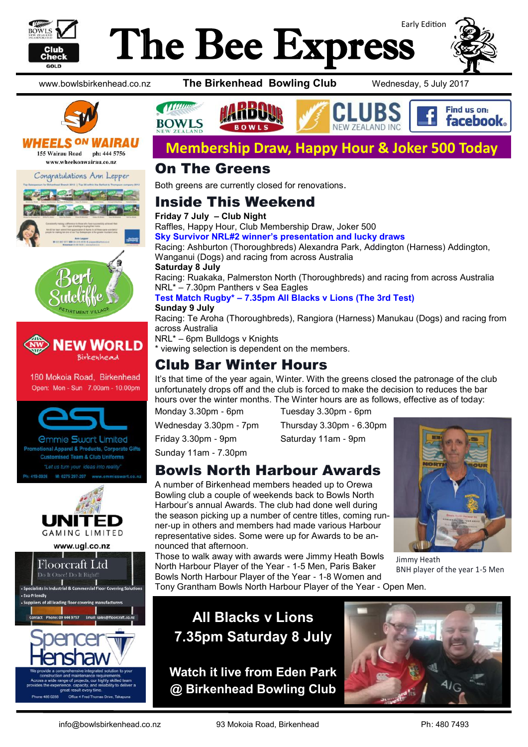# The Bee Express

Early Edition

www.bowlsbirkenhead.co.nz | **The Birkenhead Bowling Club** | Wednesday, 5 July 2017

## Membership Draw, Happy Hour & Joker 500 Today

## On The Greens

Both greens are currently closed for renovations.

## Inside This Weekend

**Friday 7 July – Club Night**
Raffles, Happy Hour, Club Membership Draw, Joker 500
**Sky Survivor NRL#2 winner's presentation and lucky draws**
Racing: Ashburton (Thoroughbreds) Alexandra Park, Addington (Harness) Addington, Wanganui (Dogs) and racing from across Australia

**Saturday 8 July**
Racing: Ruakaka, Palmerston North (Thoroughbreds) and racing from across Australia
NRL* – 7.30pm Panthers v Sea Eagles
**Test Match Rugby* – 7.35pm All Blacks v Lions (The 3rd Test)**

**Sunday 9 July**
Racing: Te Aroha (Thoroughbreds), Rangiora (Harness) Manukau (Dogs) and racing from across Australia
NRL* – 6pm Bulldogs v Knights
* viewing selection is dependent on the members.

## Club Bar Winter Hours

It's that time of the year again, Winter. With the greens closed the patronage of the club unfortunately drops off and the club is forced to make the decision to reduces the bar hours over the winter months. The Winter hours are as follows, effective as of today:

Monday 3.30pm - 6pm
Tuesday 3.30pm - 6pm
Wednesday 3.30pm - 7pm
Thursday 3.30pm - 6.30pm
Friday 3.30pm - 9pm
Saturday 11am - 9pm
Sunday 11am - 7.30pm

## Bowls North Harbour Awards

A number of Birkenhead members headed up to Orewa Bowling club a couple of weekends back to Bowls North Harbour's annual Awards. The club had done well during the season picking up a number of centre titles, coming runner-up in others and members had made various Harbour representative sides. Some were up for Awards to be announced that afternoon.

Those to walk away with awards were Jimmy Heath Bowls North Harbour Player of the Year - 1-5 Men, Paris Baker Bowls North Harbour Player of the Year - 1-8 Women and Tony Grantham Bowls North Harbour Player of the Year - Open Men.

Jimmy Heath
BNH player of the year 1-5 Men

**All Blacks v Lions**
**7.35pm Saturday 8 July**

**Watch it live from Eden Park**
**@ Birkenhead Bowling Club**

---

**WHEELS ON WAIRAU** — 155 Wairau Road, ph: 444 5756, www.wheelsonwairau.co.nz

Congratulations Ann Lepper

Bert Sutcliffe Retirement Village

**NEW WORLD** Birkenhead — 180 Mokoia Road, Birkenhead. Open: Mon - Sun 7.00am - 10.00pm

**esl** Emmie Swart Limited — Promotional Apparel & Products, Corporate Gifts, Customised Team & Club Uniforms. "Let us turn your ideas into reality" Ph: 419-0926 M: 0275 297-297 www.emmieswart.co.nz

**UNITED GAMING LIMITED** — www.ugl.co.nz

**Floorcraft Ltd** — Do It Once! Do It Right!!
- Specialists in Industrial & Commercial Floor Covering Solutions
- Eco Friendly
- Suppliers of all leading floor covering manufacturers

Contact Phone: 09 444 9757 Email: sales@floorcraft.co.nz

**Spencer Henshaw** — We provide a comprehensive integrated solution to your construction and maintenance requirements. Across a wide range of projects, our highly skilled team provides the experience, capacity, and reliability to deliver a great result every time. Phone 486 0288 Office 4 Fred Thomas Drive, Takapuna

---

info@bowlsbirkenhead.co.nz | 93 Mokoia Road, Birkenhead | Ph: 480 7493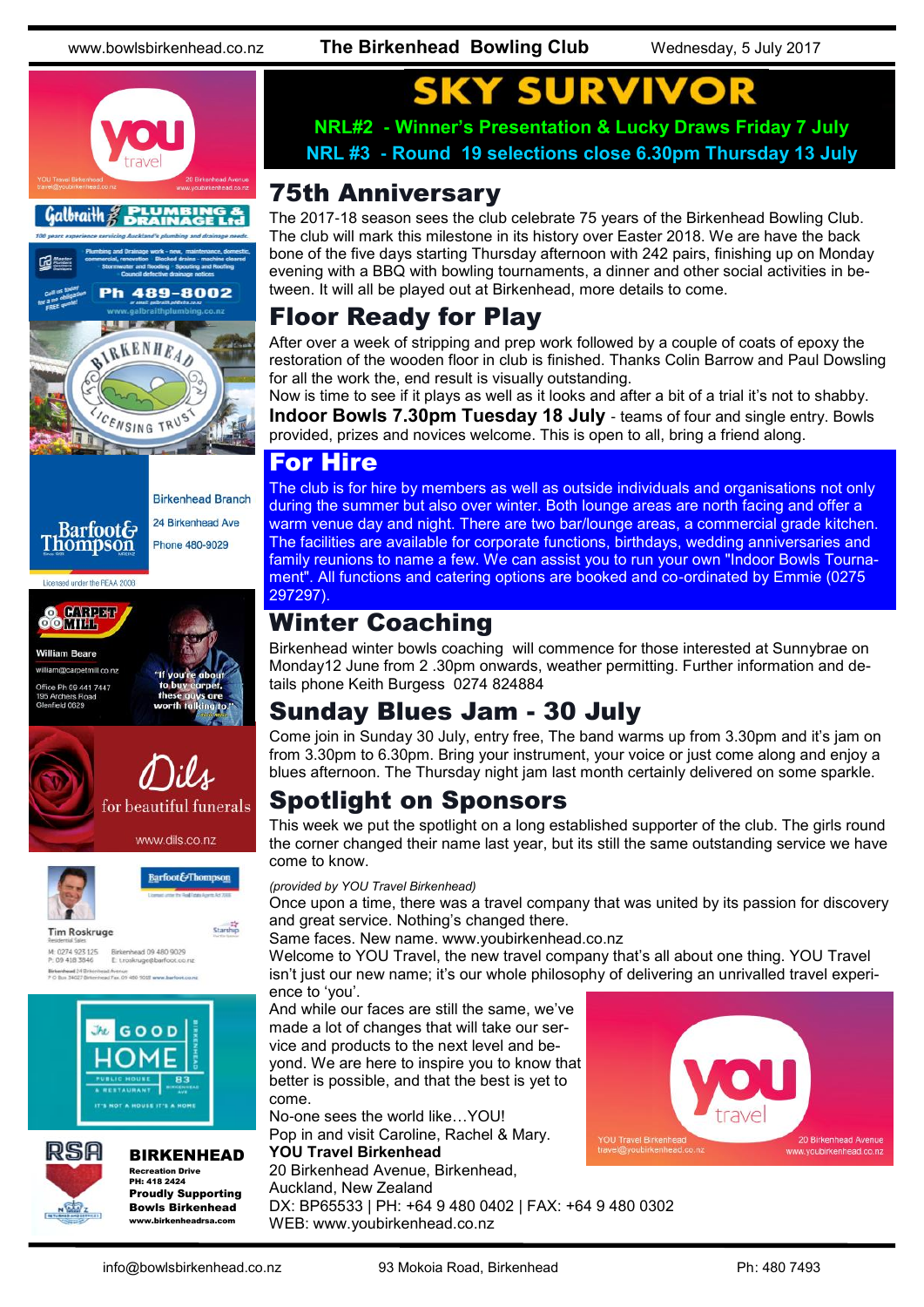# SKY SURVIVOR

**NRL#2 - Winner's Presentation & Lucky Draws Friday 7 July**

**NRL #3 - Round 19 selections close 6.30pm Thursday 13 July**

## 75th Anniversary

The 2017-18 season sees the club celebrate 75 years of the Birkenhead Bowling Club. The club will mark this milestone in its history over Easter 2018. We are have the back bone of the five days starting Thursday afternoon with 242 pairs, finishing up on Monday evening with a BBQ with bowling tournaments, a dinner and other social activities in between. It will all be played out at Birkenhead, more details to come.

## Floor Ready for Play

After over a week of stripping and prep work followed by a couple of coats of epoxy the restoration of the wooden floor in club is finished. Thanks Colin Barrow and Paul Dowsling for all the work the, end result is visually outstanding.

Now is time to see if it plays as well as it looks and after a bit of a trial it's not to shabby.

**Indoor Bowls 7.30pm Tuesday 18 July** - teams of four and single entry. Bowls provided, prizes and novices welcome. This is open to all, bring a friend along.

## For Hire

The club is for hire by members as well as outside individuals and organisations not only during the summer but also over winter. Both lounge areas are north facing and offer a warm venue day and night. There are two bar/lounge areas, a commercial grade kitchen. The facilities are available for corporate functions, birthdays, wedding anniversaries and family reunions to name a few. We can assist you to run your own "Indoor Bowls Tournament". All functions and catering options are booked and co-ordinated by Emmie (0275 297297).

## Winter Coaching

Birkenhead winter bowls coaching will commence for those interested at Sunnybrae on Monday12 June from 2 .30pm onwards, weather permitting. Further information and details phone Keith Burgess 0274 824884

## Sunday Blues Jam - 30 July

Come join in Sunday 30 July, entry free, The band warms up from 3.30pm and it's jam on from 3.30pm to 6.30pm. Bring your instrument, your voice or just come along and enjoy a blues afternoon. The Thursday night jam last month certainly delivered on some sparkle.

## Spotlight on Sponsors

This week we put the spotlight on a long established supporter of the club. The girls round the corner changed their name last year, but its still the same outstanding service we have come to know.

*(provided by YOU Travel Birkenhead)*

Once upon a time, there was a travel company that was united by its passion for discovery and great service. Nothing's changed there.

Same faces. New name. www.youbirkenhead.co.nz

Welcome to YOU Travel, the new travel company that's all about one thing. YOU Travel isn't just our new name; it's our whole philosophy of delivering an unrivalled travel experience to 'you'.

And while our faces are still the same, we've made a lot of changes that will take our service and products to the next level and beyond. We are here to inspire you to know that better is possible, and that the best is yet to come.

No-one sees the world like…YOU!

Pop in and visit Caroline, Rachel & Mary.

**YOU Travel Birkenhead**

20 Birkenhead Avenue, Birkenhead,
Auckland, New Zealand
DX: BP65533 | PH: +64 9 480 0402 | FAX: +64 9 480 0302
WEB: www.youbirkenhead.co.nz